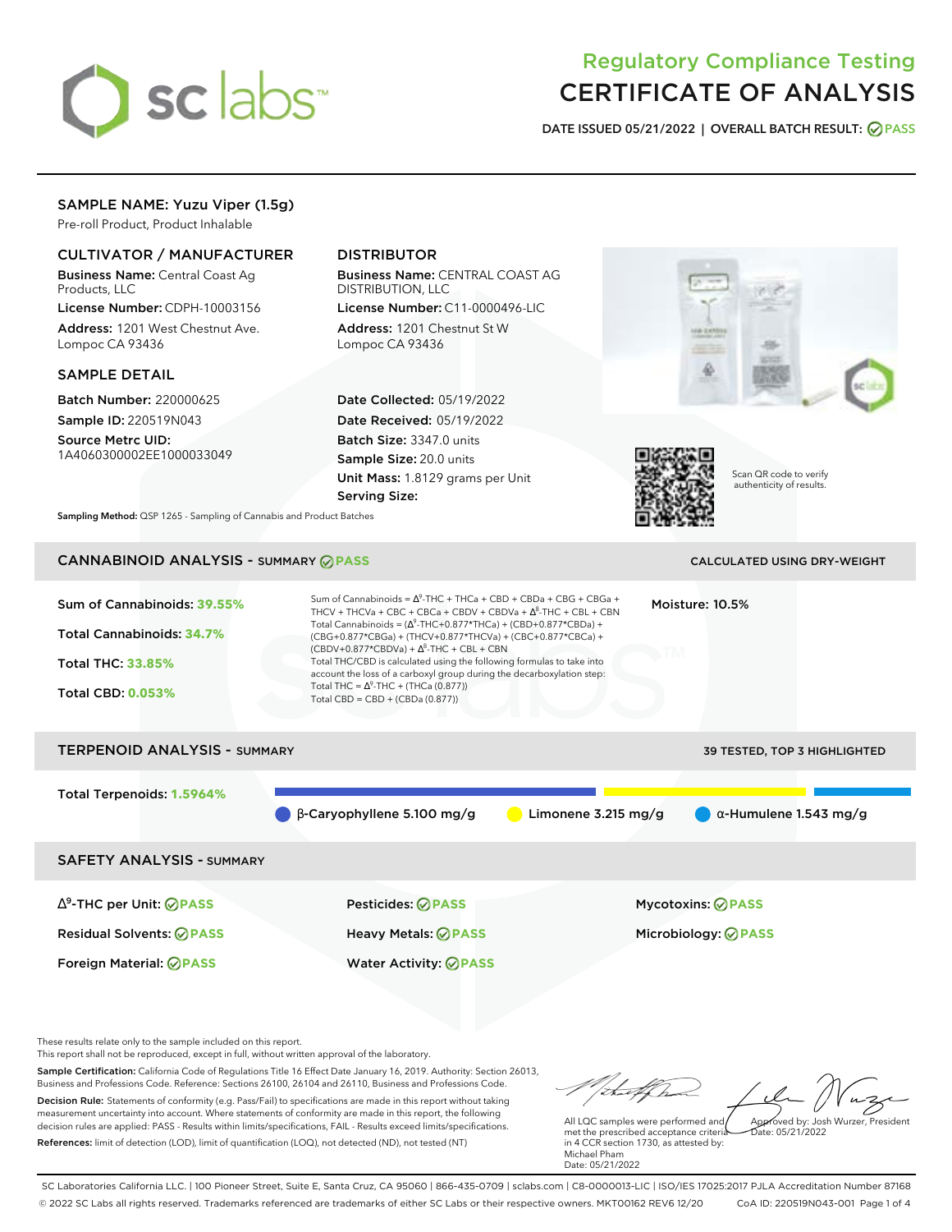# Regulatory Compliance Testing
# CERTIFICATE OF ANALYSIS

**DATE ISSUED 05/21/2022 | OVERALL BATCH RESULT: PASS**

## SAMPLE NAME: Yuzu Viper (1.5g)

Pre-roll Product, Product Inhalable

### CULTIVATOR / MANUFACTURER

**Business Name:** Central Coast Ag Products, LLC
**License Number:** CDPH-10003156
**Address:** 1201 West Chestnut Ave. Lompoc CA 93436

### DISTRIBUTOR

**Business Name:** CENTRAL COAST AG DISTRIBUTION, LLC
**License Number:** C11-0000496-LIC
**Address:** 1201 Chestnut St W Lompoc CA 93436

### SAMPLE DETAIL

**Batch Number:** 220000625
**Sample ID:** 220519N043
**Source Metrc UID:** 1A4060300002EE1000033049

**Date Collected:** 05/19/2022
**Date Received:** 05/19/2022
**Batch Size:** 3347.0 units
**Sample Size:** 20.0 units
**Unit Mass:** 1.8129 grams per Unit
**Serving Size:**

Scan QR code to verify authenticity of results.

**Sampling Method:** QSP 1265 - Sampling of Cannabis and Product Batches

## CANNABINOID ANALYSIS - SUMMARY PASS

CALCULATED USING DRY-WEIGHT

**Sum of Cannabinoids: 39.55%**
**Total Cannabinoids: 34.7%**
**Total THC: 33.85%**
**Total CBD: 0.053%**

Sum of Cannabinoids = $\Delta^9$-THC + THCa + CBD + CBDa + CBG + CBGa + THCV + THCVa + CBC + CBCa + CBDV + CBDVa + $\Delta^8$-THC + CBL + CBN
Total Cannabinoids = ($\Delta^9$-THC+0.877*THCa) + (CBD+0.877*CBDa) + (CBG+0.877*CBGa) + (THCV+0.877*THCVa) + (CBC+0.877*CBCa) + (CBDV+0.877*CBDVa) + $\Delta^8$-THC + CBL + CBN
Total THC/CBD is calculated using the following formulas to take into account the loss of a carboxyl group during the decarboxylation step:
Total THC = $\Delta^9$-THC + (THCa (0.877))
Total CBD = CBD + (CBDa (0.877))

**Moisture:** 10.5%

## TERPENOID ANALYSIS - SUMMARY

39 TESTED, TOP 3 HIGHLIGHTED

**Total Terpenoids: 1.5964%**

- β-Caryophyllene 5.100 mg/g
- Limonene 3.215 mg/g
- α-Humulene 1.543 mg/g

## SAFETY ANALYSIS - SUMMARY

| | | |
|---|---|---|
| $\Delta^9$-THC per Unit: PASS | Pesticides: PASS | Mycotoxins: PASS |
| Residual Solvents: PASS | Heavy Metals: PASS | Microbiology: PASS |
| Foreign Material: PASS | Water Activity: PASS | |

These results relate only to the sample included on this report.
This report shall not be reproduced, except in full, without written approval of the laboratory.

**Sample Certification:** California Code of Regulations Title 16 Effect Date January 16, 2019. Authority: Section 26013, Business and Professions Code. Reference: Sections 26100, 26104 and 26110, Business and Professions Code.

**Decision Rule:** Statements of conformity (e.g. Pass/Fail) to specifications are made in this report without taking measurement uncertainty into account. Where statements of conformity are made in this report, the following decision rules are applied: PASS - Results within limits/specifications, FAIL - Results exceed limits/specifications.

**References:** limit of detection (LOD), limit of quantification (LOQ), not detected (ND), not tested (NT)

All LQC samples were performed and met the prescribed acceptance criteria in 4 CCR section 1730, as attested by: Michael Pham
Date: 05/21/2022

Approved by: Josh Wurzer, President
Date: 05/21/2022

SC Laboratories California LLC. | 100 Pioneer Street, Suite E, Santa Cruz, CA 95060 | 866-435-0709 | sclabs.com | C8-0000013-LIC | ISO/IES 17025:2017 PJLA Accreditation Number 87168
© 2022 SC Labs all rights reserved. Trademarks referenced are trademarks of either SC Labs or their respective owners. MKT00162 REV6 12/20 CoA ID: 220519N043-001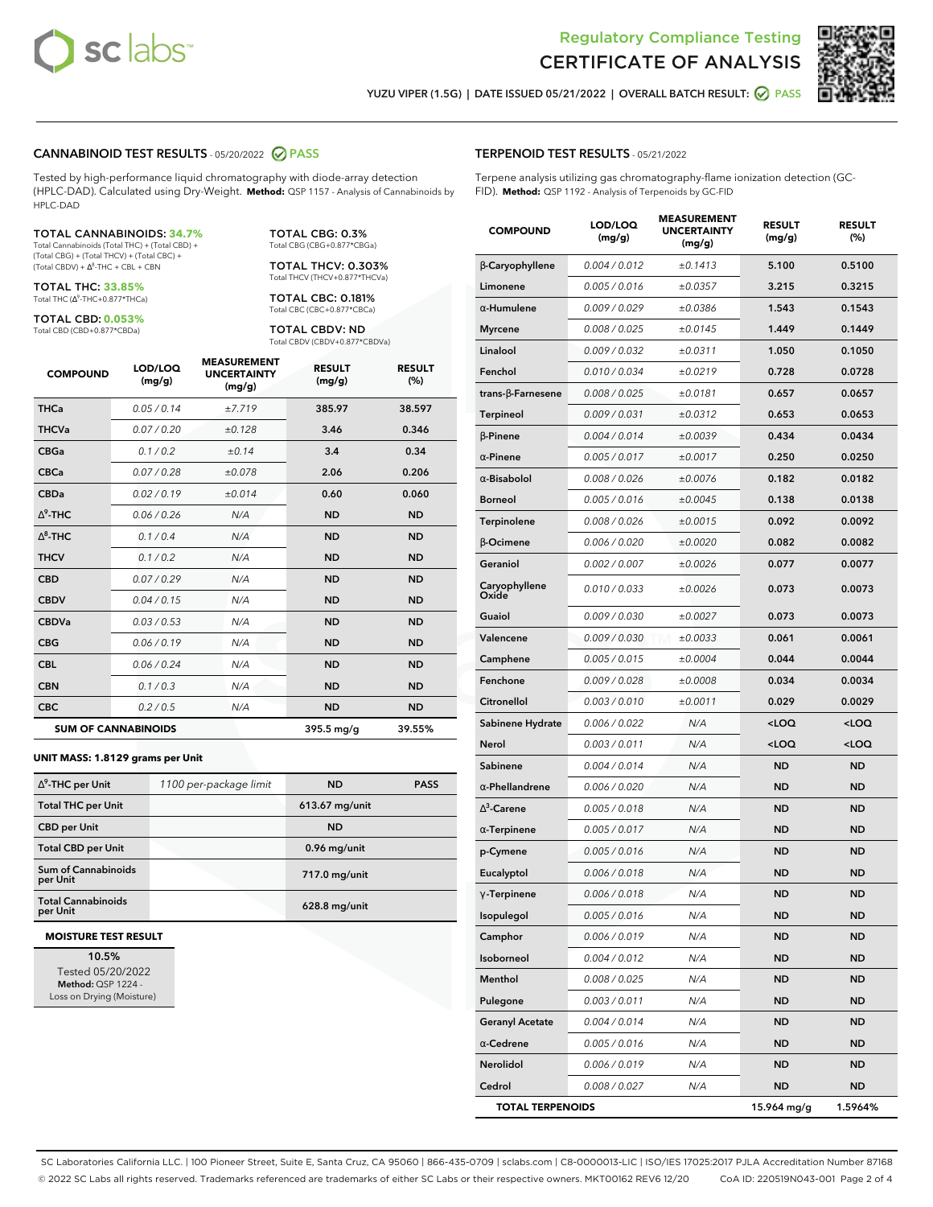Regulatory Compliance Testing
CERTIFICATE OF ANALYSIS

YUZU VIPER (1.5G) | DATE ISSUED 05/21/2022 | OVERALL BATCH RESULT: PASS

## CANNABINOID TEST RESULTS - 05/20/2022 PASS

Tested by high-performance liquid chromatography with diode-array detection (HPLC-DAD). Calculated using Dry-Weight. **Method:** QSP 1157 - Analysis of Cannabinoids by HPLC-DAD

**TOTAL CANNABINOIDS: 34.7%**
Total Cannabinoids (Total THC) + (Total CBD) + (Total CBG) + (Total THCV) + (Total CBC) + (Total CBDV) + Δ⁸-THC + CBL + CBN

**TOTAL THC: 33.85%**
Total THC (Δ⁹-THC+0.877*THCa)

**TOTAL CBD: 0.053%**
Total CBD (CBD+0.877*CBDa)

**TOTAL CBG: 0.3%**
Total CBG (CBG+0.877*CBGa)

**TOTAL THCV: 0.303%**
Total THCV (THCV+0.877*THCVa)

**TOTAL CBC: 0.181%**
Total CBC (CBC+0.877*CBCa)

**TOTAL CBDV: ND**
Total CBDV (CBDV+0.877*CBDVa)

| COMPOUND | LOD/LOQ (mg/g) | MEASUREMENT UNCERTAINTY (mg/g) | RESULT (mg/g) | RESULT (%) |
|---|---|---|---|---|
| THCa | 0.05 / 0.14 | ±7.719 | 385.97 | 38.597 |
| THCVa | 0.07 / 0.20 | ±0.128 | 3.46 | 0.346 |
| CBGa | 0.1 / 0.2 | ±0.14 | 3.4 | 0.34 |
| CBCa | 0.07 / 0.28 | ±0.078 | 2.06 | 0.206 |
| CBDa | 0.02 / 0.19 | ±0.014 | 0.60 | 0.060 |
| Δ⁹-THC | 0.06 / 0.26 | N/A | ND | ND |
| Δ⁸-THC | 0.1 / 0.4 | N/A | ND | ND |
| THCV | 0.1 / 0.2 | N/A | ND | ND |
| CBD | 0.07 / 0.29 | N/A | ND | ND |
| CBDV | 0.04 / 0.15 | N/A | ND | ND |
| CBDVa | 0.03 / 0.53 | N/A | ND | ND |
| CBG | 0.06 / 0.19 | N/A | ND | ND |
| CBL | 0.06 / 0.24 | N/A | ND | ND |
| CBN | 0.1 / 0.3 | N/A | ND | ND |
| CBC | 0.2 / 0.5 | N/A | ND | ND |
| **SUM OF CANNABINOIDS** | | | 395.5 mg/g | 39.55% |

**UNIT MASS: 1.8129 grams per Unit**

| | | | |
|---|---|---|---|
| Δ⁹-THC per Unit | 1100 per-package limit | ND | PASS |
| Total THC per Unit | | 613.67 mg/unit | |
| CBD per Unit | | ND | |
| Total CBD per Unit | | 0.96 mg/unit | |
| Sum of Cannabinoids per Unit | | 717.0 mg/unit | |
| Total Cannabinoids per Unit | | 628.8 mg/unit | |

**MOISTURE TEST RESULT**

10.5%
Tested 05/20/2022
**Method:** QSP 1224 - Loss on Drying (Moisture)

## TERPENOID TEST RESULTS - 05/21/2022

Terpene analysis utilizing gas chromatography-flame ionization detection (GC-FID). **Method:** QSP 1192 - Analysis of Terpenoids by GC-FID

| COMPOUND | LOD/LOQ (mg/g) | MEASUREMENT UNCERTAINTY (mg/g) | RESULT (mg/g) | RESULT (%) |
|---|---|---|---|---|
| β-Caryophyllene | 0.004 / 0.012 | ±0.1413 | 5.100 | 0.5100 |
| Limonene | 0.005 / 0.016 | ±0.0357 | 3.215 | 0.3215 |
| α-Humulene | 0.009 / 0.029 | ±0.0386 | 1.543 | 0.1543 |
| Myrcene | 0.008 / 0.025 | ±0.0145 | 1.449 | 0.1449 |
| Linalool | 0.009 / 0.032 | ±0.0311 | 1.050 | 0.1050 |
| Fenchol | 0.010 / 0.034 | ±0.0219 | 0.728 | 0.0728 |
| trans-β-Farnesene | 0.008 / 0.025 | ±0.0181 | 0.657 | 0.0657 |
| Terpineol | 0.009 / 0.031 | ±0.0312 | 0.653 | 0.0653 |
| β-Pinene | 0.004 / 0.014 | ±0.0039 | 0.434 | 0.0434 |
| α-Pinene | 0.005 / 0.017 | ±0.0017 | 0.250 | 0.0250 |
| α-Bisabolol | 0.008 / 0.026 | ±0.0076 | 0.182 | 0.0182 |
| Borneol | 0.005 / 0.016 | ±0.0045 | 0.138 | 0.0138 |
| Terpinolene | 0.008 / 0.026 | ±0.0015 | 0.092 | 0.0092 |
| β-Ocimene | 0.006 / 0.020 | ±0.0020 | 0.082 | 0.0082 |
| Geraniol | 0.002 / 0.007 | ±0.0026 | 0.077 | 0.0077 |
| Caryophyllene Oxide | 0.010 / 0.033 | ±0.0026 | 0.073 | 0.0073 |
| Guaiol | 0.009 / 0.030 | ±0.0027 | 0.073 | 0.0073 |
| Valencene | 0.009 / 0.030 | ±0.0033 | 0.061 | 0.0061 |
| Camphene | 0.005 / 0.015 | ±0.0004 | 0.044 | 0.0044 |
| Fenchone | 0.009 / 0.028 | ±0.0008 | 0.034 | 0.0034 |
| Citronellol | 0.003 / 0.010 | ±0.0011 | 0.029 | 0.0029 |
| Sabinene Hydrate | 0.006 / 0.022 | N/A | <LOQ | <LOQ |
| Nerol | 0.003 / 0.011 | N/A | <LOQ | <LOQ |
| Sabinene | 0.004 / 0.014 | N/A | ND | ND |
| α-Phellandrene | 0.006 / 0.020 | N/A | ND | ND |
| Δ³-Carene | 0.005 / 0.018 | N/A | ND | ND |
| α-Terpinene | 0.005 / 0.017 | N/A | ND | ND |
| p-Cymene | 0.005 / 0.016 | N/A | ND | ND |
| Eucalyptol | 0.006 / 0.018 | N/A | ND | ND |
| γ-Terpinene | 0.006 / 0.018 | N/A | ND | ND |
| Isopulegol | 0.005 / 0.016 | N/A | ND | ND |
| Camphor | 0.006 / 0.019 | N/A | ND | ND |
| Isoborneol | 0.004 / 0.012 | N/A | ND | ND |
| Menthol | 0.008 / 0.025 | N/A | ND | ND |
| Pulegone | 0.003 / 0.011 | N/A | ND | ND |
| Geranyl Acetate | 0.004 / 0.014 | N/A | ND | ND |
| α-Cedrene | 0.005 / 0.016 | N/A | ND | ND |
| Nerolidol | 0.006 / 0.019 | N/A | ND | ND |
| Cedrol | 0.008 / 0.027 | N/A | ND | ND |
| **TOTAL TERPENOIDS** | | | 15.964 mg/g | 1.5964% |

SC Laboratories California LLC. | 100 Pioneer Street, Suite E, Santa Cruz, CA 95060 | 866-435-0709 | sclabs.com | C8-0000013-LIC | ISO/IES 17025:2017 PJLA Accreditation Number 87168
© 2022 SC Labs all rights reserved. Trademarks referenced are trademarks of either SC Labs or their respective owners. MKT00162 REV6 12/20 CoA ID: 220519N043-001